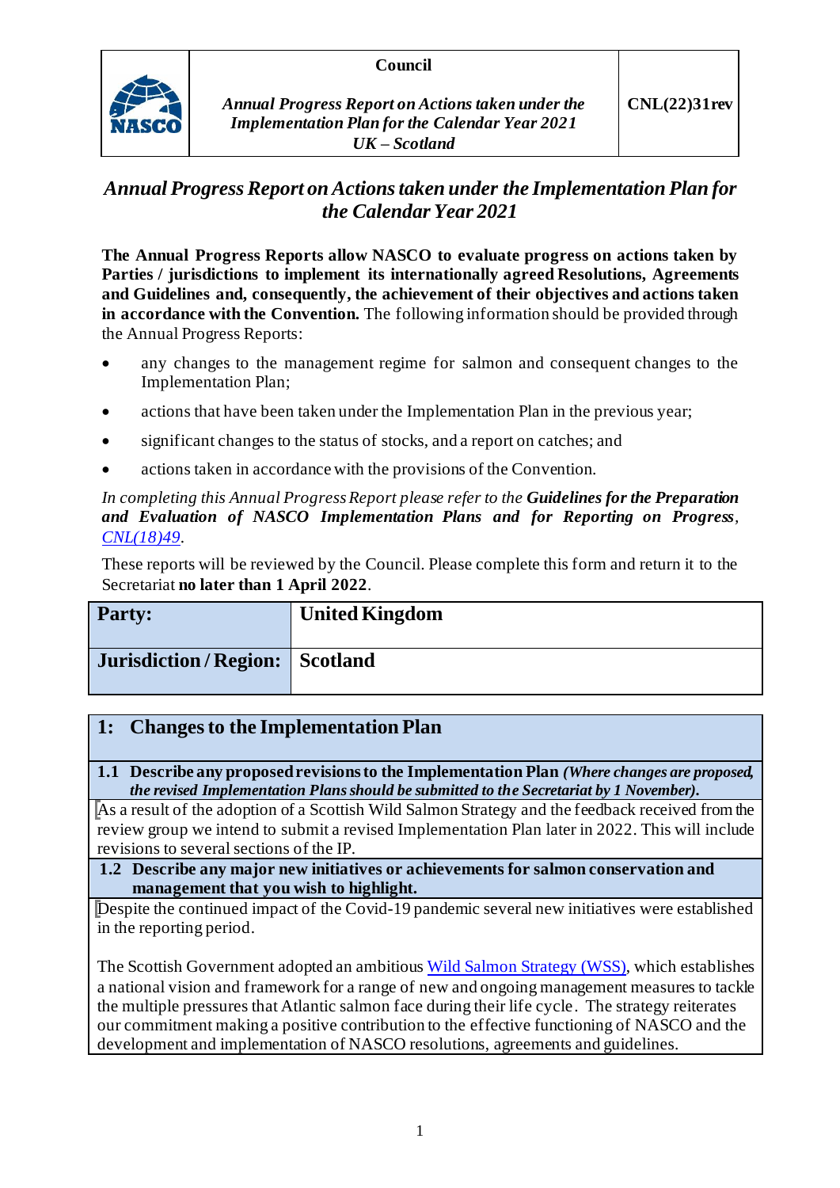| | Council | |
|---|---|---|
| NASCO | *Annual Progress Report on Actions taken under the Implementation Plan for the Calendar Year 2021* *UK – Scotland* | CNL(22)31rev |

# *Annual Progress Report on Actions taken under the Implementation Plan for the Calendar Year 2021*

**The Annual Progress Reports allow NASCO to evaluate progress on actions taken by Parties / jurisdictions to implement its internationally agreed Resolutions, Agreements and Guidelines and, consequently, the achievement of their objectives and actions taken in accordance with the Convention.** The following information should be provided through the Annual Progress Reports:

- any changes to the management regime for salmon and consequent changes to the Implementation Plan;
- actions that have been taken under the Implementation Plan in the previous year;
- significant changes to the status of stocks, and a report on catches; and
- actions taken in accordance with the provisions of the Convention.

*In completing this Annual Progress Report please refer to the* ***Guidelines for the Preparation and Evaluation of NASCO Implementation Plans and for Reporting on Progress****,* *CNL(18)49.*

These reports will be reviewed by the Council. Please complete this form and return it to the Secretariat **no later than 1 April 2022**.

| **Party:** | **United Kingdom** |
|---|---|
| **Jurisdiction / Region:** | **Scotland** |

## 1: Changes to the Implementation Plan

**1.1 Describe any proposed revisions to the Implementation Plan** ***(Where changes are proposed, the revised Implementation Plans should be submitted to the Secretariat by 1 November).***

As a result of the adoption of a Scottish Wild Salmon Strategy and the feedback received from the review group we intend to submit a revised Implementation Plan later in 2022. This will include revisions to several sections of the IP.

**1.2 Describe any major new initiatives or achievements for salmon conservation and management that you wish to highlight.**

Despite the continued impact of the Covid-19 pandemic several new initiatives were established in the reporting period.

The Scottish Government adopted an ambitious Wild Salmon Strategy (WSS), which establishes a national vision and framework for a range of new and ongoing management measures to tackle the multiple pressures that Atlantic salmon face during their life cycle. The strategy reiterates our commitment making a positive contribution to the effective functioning of NASCO and the development and implementation of NASCO resolutions, agreements and guidelines.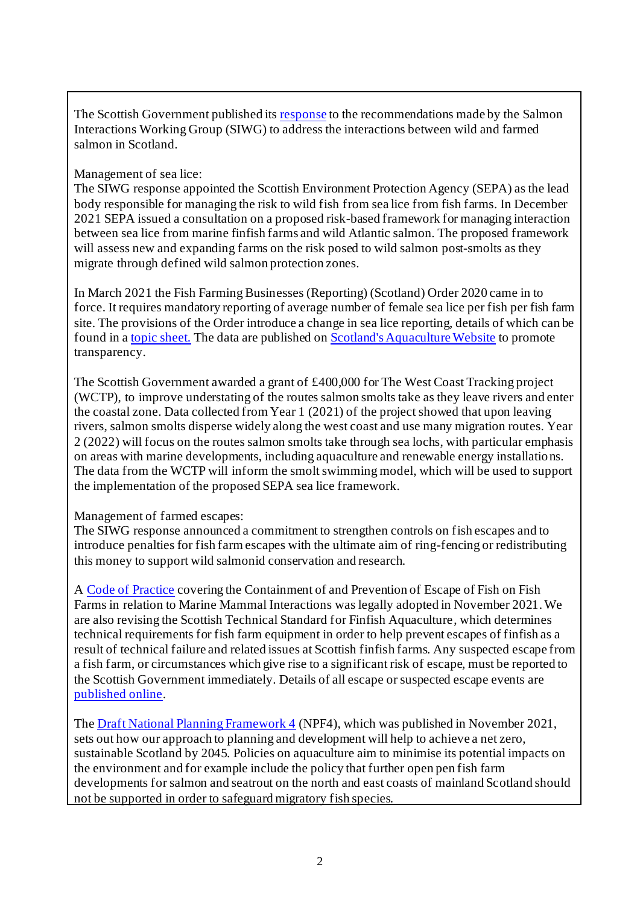The Scottish Government published its response to the recommendations made by the Salmon Interactions Working Group (SIWG) to address the interactions between wild and farmed salmon in Scotland.

Management of sea lice:
The SIWG response appointed the Scottish Environment Protection Agency (SEPA) as the lead body responsible for managing the risk to wild fish from sea lice from fish farms. In December 2021 SEPA issued a consultation on a proposed risk-based framework for managing interaction between sea lice from marine finfish farms and wild Atlantic salmon. The proposed framework will assess new and expanding farms on the risk posed to wild salmon post-smolts as they migrate through defined wild salmon protection zones.

In March 2021 the Fish Farming Businesses (Reporting) (Scotland) Order 2020 came in to force. It requires mandatory reporting of average number of female sea lice per fish per fish farm site. The provisions of the Order introduce a change in sea lice reporting, details of which can be found in a topic sheet. The data are published on Scotland's Aquaculture Website to promote transparency.

The Scottish Government awarded a grant of £400,000 for The West Coast Tracking project (WCTP), to improve understating of the routes salmon smolts take as they leave rivers and enter the coastal zone. Data collected from Year 1 (2021) of the project showed that upon leaving rivers, salmon smolts disperse widely along the west coast and use many migration routes. Year 2 (2022) will focus on the routes salmon smolts take through sea lochs, with particular emphasis on areas with marine developments, including aquaculture and renewable energy installations. The data from the WCTP will inform the smolt swimming model, which will be used to support the implementation of the proposed SEPA sea lice framework.

Management of farmed escapes:
The SIWG response announced a commitment to strengthen controls on fish escapes and to introduce penalties for fish farm escapes with the ultimate aim of ring-fencing or redistributing this money to support wild salmonid conservation and research.

A Code of Practice covering the Containment of and Prevention of Escape of Fish on Fish Farms in relation to Marine Mammal Interactions was legally adopted in November 2021. We are also revising the Scottish Technical Standard for Finfish Aquaculture, which determines technical requirements for fish farm equipment in order to help prevent escapes of finfish as a result of technical failure and related issues at Scottish finfish farms. Any suspected escape from a fish farm, or circumstances which give rise to a significant risk of escape, must be reported to the Scottish Government immediately. Details of all escape or suspected escape events are published online.

The Draft National Planning Framework 4 (NPF4), which was published in November 2021, sets out how our approach to planning and development will help to achieve a net zero, sustainable Scotland by 2045. Policies on aquaculture aim to minimise its potential impacts on the environment and for example include the policy that further open pen fish farm developments for salmon and seatrout on the north and east coasts of mainland Scotland should not be supported in order to safeguard migratory fish species.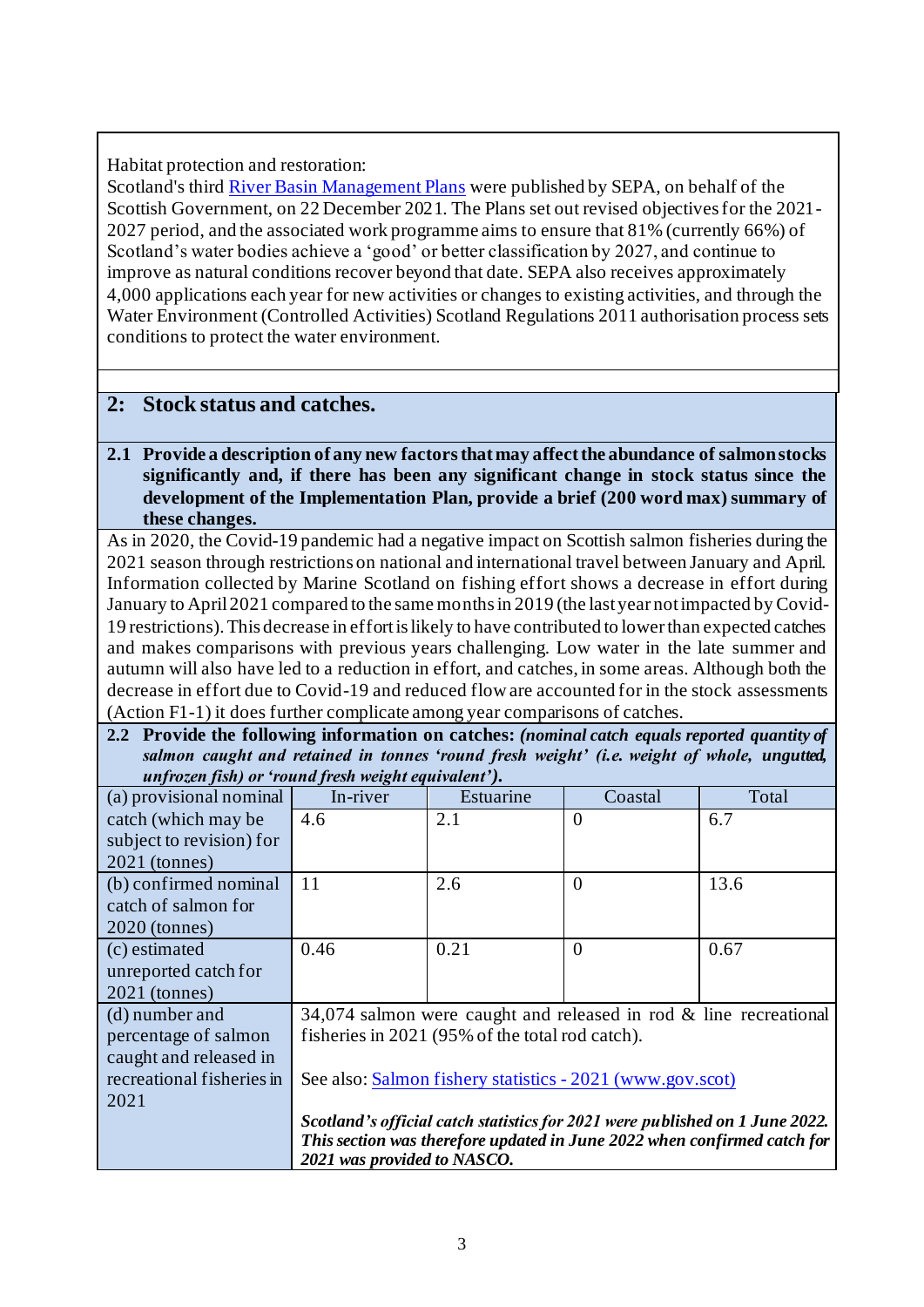Habitat protection and restoration:
Scotland's third [River Basin Management Plans](River Basin Management Plans) were published by SEPA, on behalf of the Scottish Government, on 22 December 2021. The Plans set out revised objectives for the 2021-2027 period, and the associated work programme aims to ensure that 81% (currently 66%) of Scotland's water bodies achieve a 'good' or better classification by 2027, and continue to improve as natural conditions recover beyond that date. SEPA also receives approximately 4,000 applications each year for new activities or changes to existing activities, and through the Water Environment (Controlled Activities) Scotland Regulations 2011 authorisation process sets conditions to protect the water environment.

## 2: Stock status and catches.

**2.1 Provide a description of any new factors that may affect the abundance of salmon stocks significantly and, if there has been any significant change in stock status since the development of the Implementation Plan, provide a brief (200 word max) summary of these changes.**

As in 2020, the Covid-19 pandemic had a negative impact on Scottish salmon fisheries during the 2021 season through restrictions on national and international travel between January and April. Information collected by Marine Scotland on fishing effort shows a decrease in effort during January to April 2021 compared to the same months in 2019 (the last year not impacted by Covid-19 restrictions). This decrease in effort is likely to have contributed to lower than expected catches and makes comparisons with previous years challenging. Low water in the late summer and autumn will also have led to a reduction in effort, and catches, in some areas. Although both the decrease in effort due to Covid-19 and reduced flow are accounted for in the stock assessments (Action F1-1) it does further complicate among year comparisons of catches.

**2.2 Provide the following information on catches:** ***(nominal catch equals reported quantity of salmon caught and retained in tonnes 'round fresh weight' (i.e. weight of whole, ungutted, unfrozen fish) or 'round fresh weight equivalent').***

| | In-river | Estuarine | Coastal | Total |
|---|---|---|---|---|
| (a) provisional nominal catch (which may be subject to revision) for 2021 (tonnes) | 4.6 | 2.1 | 0 | 6.7 |
| (b) confirmed nominal catch of salmon for 2020 (tonnes) | 11 | 2.6 | 0 | 13.6 |
| (c) estimated unreported catch for 2021 (tonnes) | 0.46 | 0.21 | 0 | 0.67 |
| (d) number and percentage of salmon caught and released in recreational fisheries in 2021 | 34,074 salmon were caught and released in rod & line recreational fisheries in 2021 (95% of the total rod catch).<br><br>See also: [Salmon fishery statistics - 2021 (www.gov.scot)](Salmon fishery statistics - 2021 (www.gov.scot))<br><br>***Scotland's official catch statistics for 2021 were published on 1 June 2022. This section was therefore updated in June 2022 when confirmed catch for 2021 was provided to NASCO.*** | | | |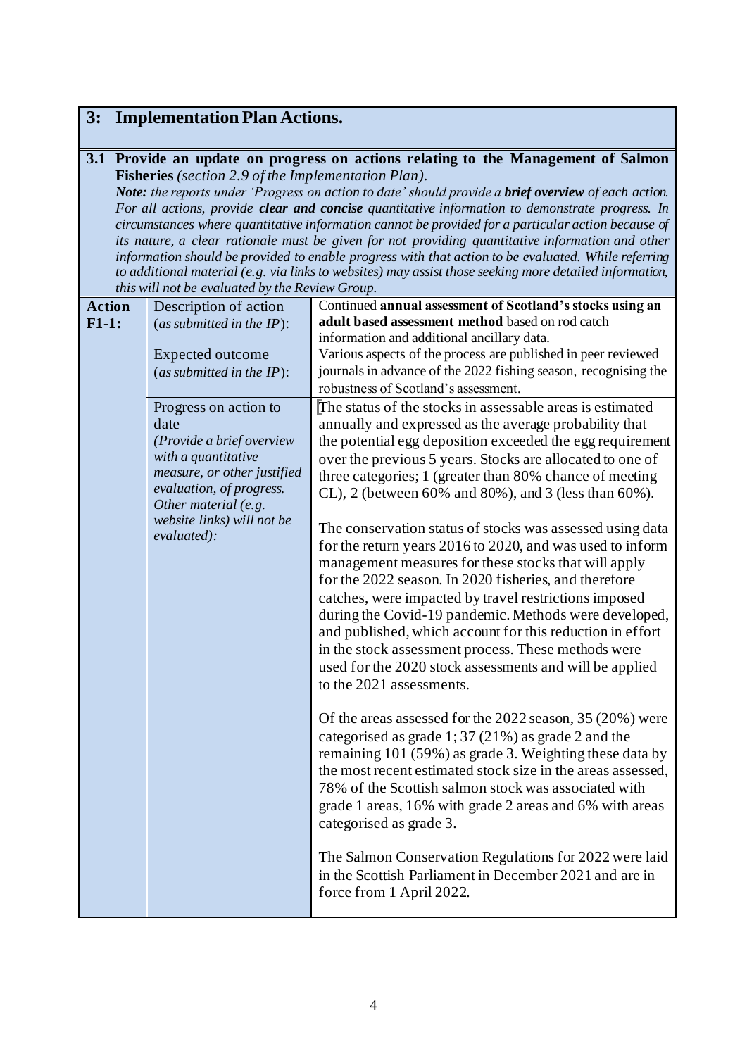## 3: Implementation Plan Actions.

**3.1 Provide an update on progress on actions relating to the Management of Salmon Fisheries** *(section 2.9 of the Implementation Plan).*

***Note:*** *the reports under 'Progress on action to date' should provide a* ***brief overview*** *of each action. For all actions, provide* ***clear and concise*** *quantitative information to demonstrate progress. In circumstances where quantitative information cannot be provided for a particular action because of its nature, a clear rationale must be given for not providing quantitative information and other information should be provided to enable progress with that action to be evaluated. While referring to additional material (e.g. via links to websites) may assist those seeking more detailed information, this will not be evaluated by the Review Group.*

| **Action F1-1:** | | |
|---|---|---|
| | Description of action (*as submitted in the IP*): | Continued **annual assessment of Scotland's stocks using an adult based assessment method** based on rod catch information and additional ancillary data. |
| | Expected outcome (*as submitted in the IP*): | Various aspects of the process are published in peer reviewed journals in advance of the 2022 fishing season, recognising the robustness of Scotland's assessment. |
| | Progress on action to date *(Provide a brief overview with a quantitative measure, or other justified evaluation, of progress. Other material (e.g. website links) will not be evaluated):* | The status of the stocks in assessable areas is estimated annually and expressed as the average probability that the potential egg deposition exceeded the egg requirement over the previous 5 years. Stocks are allocated to one of three categories; 1 (greater than 80% chance of meeting CL), 2 (between 60% and 80%), and 3 (less than 60%).<br><br>The conservation status of stocks was assessed using data for the return years 2016 to 2020, and was used to inform management measures for these stocks that will apply for the 2022 season. In 2020 fisheries, and therefore catches, were impacted by travel restrictions imposed during the Covid-19 pandemic. Methods were developed, and published, which account for this reduction in effort in the stock assessment process. These methods were used for the 2020 stock assessments and will be applied to the 2021 assessments.<br><br>Of the areas assessed for the 2022 season, 35 (20%) were categorised as grade 1; 37 (21%) as grade 2 and the remaining 101 (59%) as grade 3. Weighting these data by the most recent estimated stock size in the areas assessed, 78% of the Scottish salmon stock was associated with grade 1 areas, 16% with grade 2 areas and 6% with areas categorised as grade 3.<br><br>The Salmon Conservation Regulations for 2022 were laid in the Scottish Parliament in December 2021 and are in force from 1 April 2022. |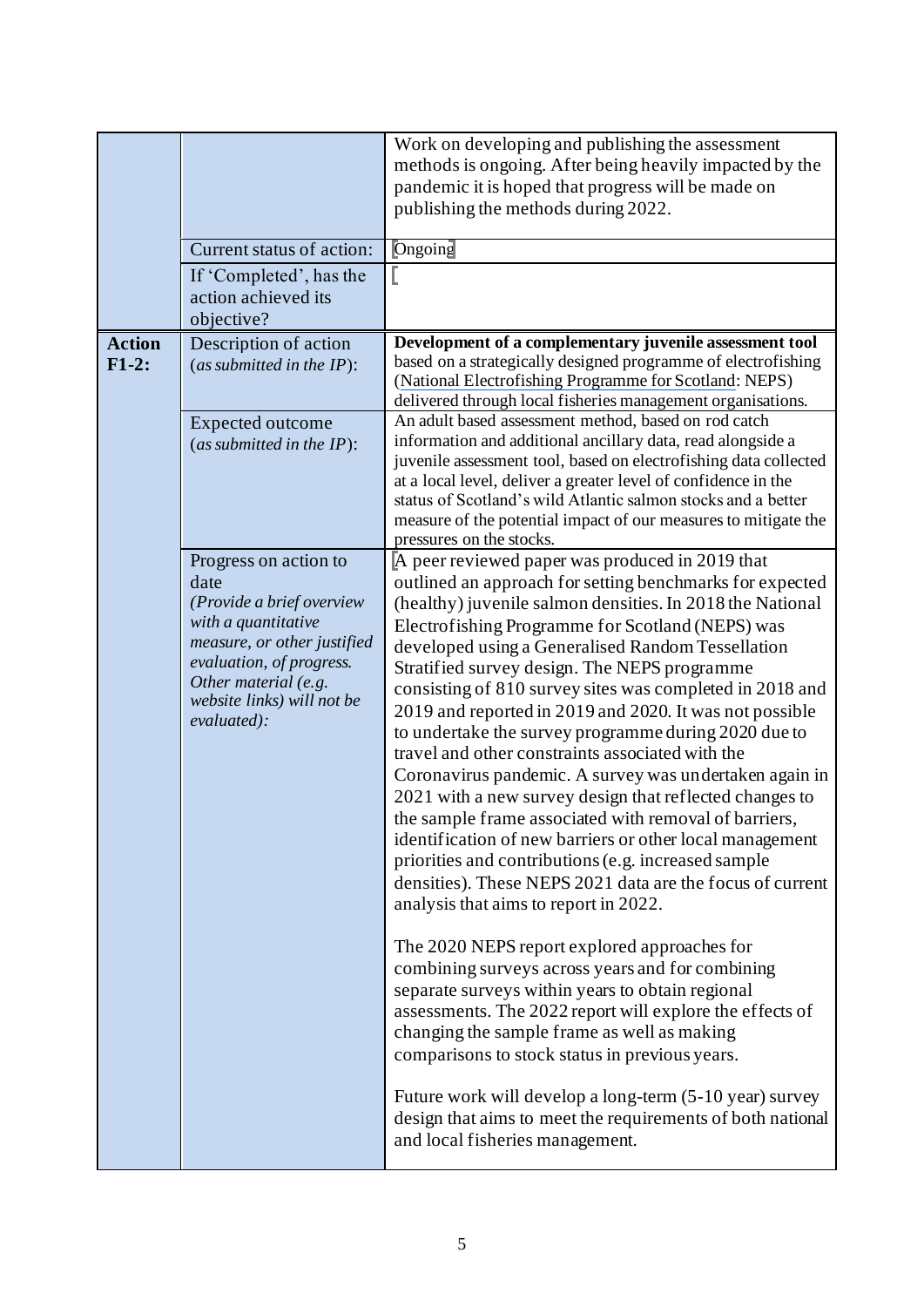| | | |
|---|---|---|
| | | Work on developing and publishing the assessment methods is ongoing. After being heavily impacted by the pandemic it is hoped that progress will be made on publishing the methods during 2022. |
| | Current status of action: | Ongoing |
| | If 'Completed', has the action achieved its objective? | |
| **Action F1-2:** | Description of action (*as submitted in the IP*): | **Development of a complementary juvenile assessment tool** based on a strategically designed programme of electrofishing (National Electrofishing Programme for Scotland: NEPS) delivered through local fisheries management organisations. |
| | Expected outcome (*as submitted in the IP*): | An adult based assessment method, based on rod catch information and additional ancillary data, read alongside a juvenile assessment tool, based on electrofishing data collected at a local level, deliver a greater level of confidence in the status of Scotland's wild Atlantic salmon stocks and a better measure of the potential impact of our measures to mitigate the pressures on the stocks. |
| | Progress on action to date (*Provide a brief overview with a quantitative measure, or other justified evaluation, of progress. Other material (e.g. website links) will not be evaluated*): | A peer reviewed paper was produced in 2019 that outlined an approach for setting benchmarks for expected (healthy) juvenile salmon densities. In 2018 the National Electrofishing Programme for Scotland (NEPS) was developed using a Generalised Random Tessellation Stratified survey design. The NEPS programme consisting of 810 survey sites was completed in 2018 and 2019 and reported in 2019 and 2020. It was not possible to undertake the survey programme during 2020 due to travel and other constraints associated with the Coronavirus pandemic. A survey was undertaken again in 2021 with a new survey design that reflected changes to the sample frame associated with removal of barriers, identification of new barriers or other local management priorities and contributions (e.g. increased sample densities). These NEPS 2021 data are the focus of current analysis that aims to report in 2022.<br><br>The 2020 NEPS report explored approaches for combining surveys across years and for combining separate surveys within years to obtain regional assessments. The 2022 report will explore the effects of changing the sample frame as well as making comparisons to stock status in previous years.<br><br>Future work will develop a long-term (5-10 year) survey design that aims to meet the requirements of both national and local fisheries management. |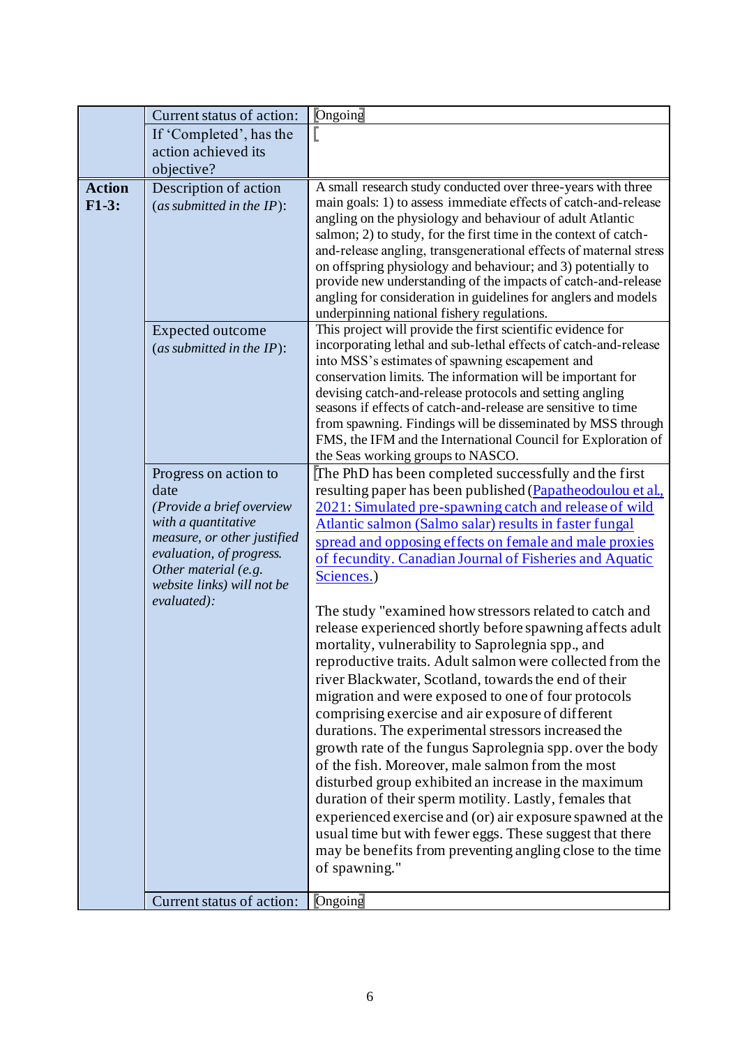| | | |
|---|---|---|
| | Current status of action: | Ongoing |
| | If 'Completed', has the action achieved its objective? | |
| **Action F1-3:** | Description of action (*as submitted in the IP*): | A small research study conducted over three-years with three main goals: 1) to assess immediate effects of catch-and-release angling on the physiology and behaviour of adult Atlantic salmon; 2) to study, for the first time in the context of catch-and-release angling, transgenerational effects of maternal stress on offspring physiology and behaviour; and 3) potentially to provide new understanding of the impacts of catch-and-release angling for consideration in guidelines for anglers and models underpinning national fishery regulations. |
| | Expected outcome (*as submitted in the IP*): | This project will provide the first scientific evidence for incorporating lethal and sub-lethal effects of catch-and-release into MSS's estimates of spawning escapement and conservation limits. The information will be important for devising catch-and-release protocols and setting angling seasons if effects of catch-and-release are sensitive to time from spawning. Findings will be disseminated by MSS through FMS, the IFM and the International Council for Exploration of the Seas working groups to NASCO. |
| | Progress on action to date *(Provide a brief overview with a quantitative measure, or other justified evaluation, of progress. Other material (e.g. website links) will not be evaluated):* | The PhD has been completed successfully and the first resulting paper has been published (Papatheodoulou et al., 2021: Simulated pre-spawning catch and release of wild Atlantic salmon (Salmo salar) results in faster fungal spread and opposing effects on female and male proxies of fecundity. Canadian Journal of Fisheries and Aquatic Sciences.)<br><br>The study "examined how stressors related to catch and release experienced shortly before spawning affects adult mortality, vulnerability to Saprolegnia spp., and reproductive traits. Adult salmon were collected from the river Blackwater, Scotland, towards the end of their migration and were exposed to one of four protocols comprising exercise and air exposure of different durations. The experimental stressors increased the growth rate of the fungus Saprolegnia spp. over the body of the fish. Moreover, male salmon from the most disturbed group exhibited an increase in the maximum duration of their sperm motility. Lastly, females that experienced exercise and (or) air exposure spawned at the usual time but with fewer eggs. These suggest that there may be benefits from preventing angling close to the time of spawning." |
| | Current status of action: | Ongoing |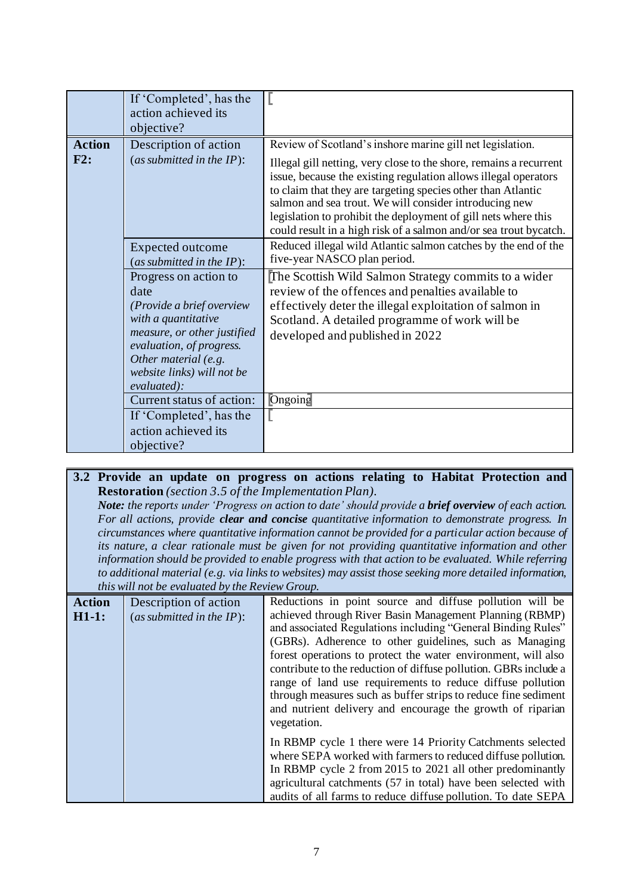| | | |
|---|---|---|
| | If 'Completed', has the action achieved its objective? | |
| **Action F2:** | Description of action (*as submitted in the IP*): | Review of Scotland's inshore marine gill net legislation.<br><br>Illegal gill netting, very close to the shore, remains a recurrent issue, because the existing regulation allows illegal operators to claim that they are targeting species other than Atlantic salmon and sea trout. We will consider introducing new legislation to prohibit the deployment of gill nets where this could result in a high risk of a salmon and/or sea trout bycatch. |
| | Expected outcome (*as submitted in the IP*): | Reduced illegal wild Atlantic salmon catches by the end of the five-year NASCO plan period. |
| | Progress on action to date (*Provide a brief overview with a quantitative measure, or other justified evaluation, of progress. Other material (e.g. website links) will not be evaluated):* | The Scottish Wild Salmon Strategy commits to a wider review of the offences and penalties available to effectively deter the illegal exploitation of salmon in Scotland. A detailed programme of work will be developed and published in 2022 |
| | Current status of action: | Ongoing |
| | If 'Completed', has the action achieved its objective? | |

**3.2 Provide an update on progress on actions relating to Habitat Protection and Restoration** *(section 3.5 of the Implementation Plan).*
***Note:*** *the reports under 'Progress on action to date' should provide a* ***brief overview*** *of each action. For all actions, provide* ***clear and concise*** *quantitative information to demonstrate progress. In circumstances where quantitative information cannot be provided for a particular action because of its nature, a clear rationale must be given for not providing quantitative information and other information should be provided to enable progress with that action to be evaluated. While referring to additional material (e.g. via links to websites) may assist those seeking more detailed information, this will not be evaluated by the Review Group.*

| | | |
|---|---|---|
| **Action H1-1:** | Description of action (*as submitted in the IP*): | Reductions in point source and diffuse pollution will be achieved through River Basin Management Planning (RBMP) and associated Regulations including "General Binding Rules" (GBRs). Adherence to other guidelines, such as Managing forest operations to protect the water environment, will also contribute to the reduction of diffuse pollution. GBRs include a range of land use requirements to reduce diffuse pollution through measures such as buffer strips to reduce fine sediment and nutrient delivery and encourage the growth of riparian vegetation.<br><br>In RBMP cycle 1 there were 14 Priority Catchments selected where SEPA worked with farmers to reduced diffuse pollution. In RBMP cycle 2 from 2015 to 2021 all other predominantly agricultural catchments (57 in total) have been selected with audits of all farms to reduce diffuse pollution. To date SEPA |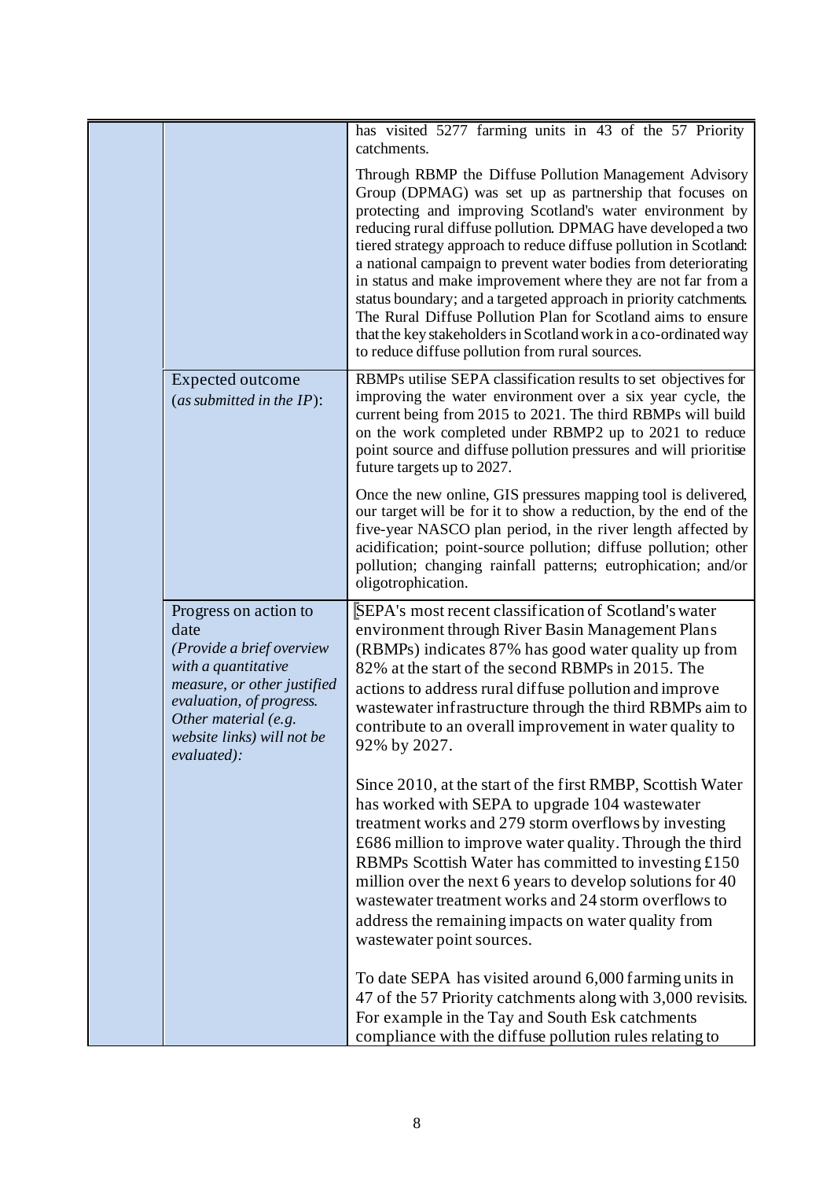| | | |
|---|---|---|
| | | has visited 5277 farming units in 43 of the 57 Priority catchments.<br><br>Through RBMP the Diffuse Pollution Management Advisory Group (DPMAG) was set up as partnership that focuses on protecting and improving Scotland's water environment by reducing rural diffuse pollution. DPMAG have developed a two tiered strategy approach to reduce diffuse pollution in Scotland: a national campaign to prevent water bodies from deteriorating in status and make improvement where they are not far from a status boundary; and a targeted approach in priority catchments. The Rural Diffuse Pollution Plan for Scotland aims to ensure that the key stakeholders in Scotland work in a co-ordinated way to reduce diffuse pollution from rural sources. |
| | Expected outcome (*as submitted in the IP*): | RBMPs utilise SEPA classification results to set objectives for improving the water environment over a six year cycle, the current being from 2015 to 2021. The third RBMPs will build on the work completed under RBMP2 up to 2021 to reduce point source and diffuse pollution pressures and will prioritise future targets up to 2027.<br><br>Once the new online, GIS pressures mapping tool is delivered, our target will be for it to show a reduction, by the end of the five-year NASCO plan period, in the river length affected by acidification; point-source pollution; diffuse pollution; other pollution; changing rainfall patterns; eutrophication; and/or oligotrophication. |
| | Progress on action to date *(Provide a brief overview with a quantitative measure, or other justified evaluation, of progress. Other material (e.g. website links) will not be evaluated)*: | SEPA's most recent classification of Scotland's water environment through River Basin Management Plans (RBMPs) indicates 87% has good water quality up from 82% at the start of the second RBMPs in 2015. The actions to address rural diffuse pollution and improve wastewater infrastructure through the third RBMPs aim to contribute to an overall improvement in water quality to 92% by 2027.<br><br>Since 2010, at the start of the first RMBP, Scottish Water has worked with SEPA to upgrade 104 wastewater treatment works and 279 storm overflows by investing £686 million to improve water quality. Through the third RBMPs Scottish Water has committed to investing £150 million over the next 6 years to develop solutions for 40 wastewater treatment works and 24 storm overflows to address the remaining impacts on water quality from wastewater point sources.<br><br>To date SEPA has visited around 6,000 farming units in 47 of the 57 Priority catchments along with 3,000 revisits. For example in the Tay and South Esk catchments compliance with the diffuse pollution rules relating to |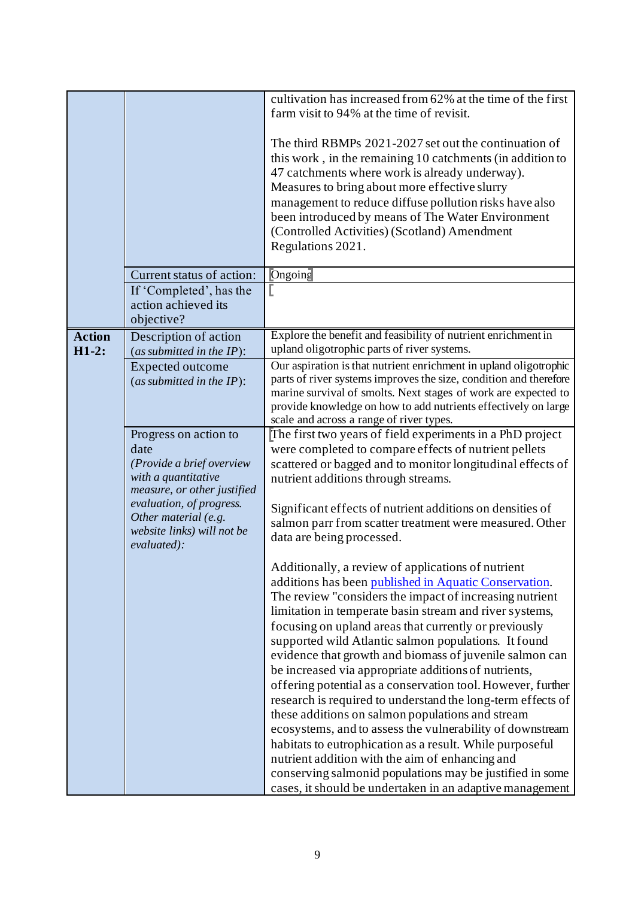| | | |
|---|---|---|
| | | cultivation has increased from 62% at the time of the first farm visit to 94% at the time of revisit.<br><br>The third RBMPs 2021-2027 set out the continuation of this work , in the remaining 10 catchments (in addition to 47 catchments where work is already underway). Measures to bring about more effective slurry management to reduce diffuse pollution risks have also been introduced by means of The Water Environment (Controlled Activities) (Scotland) Amendment Regulations 2021. |
| | Current status of action: | Ongoing |
| | If 'Completed', has the action achieved its objective? | |
| **Action H1-2:** | Description of action (*as submitted in the IP*): | Explore the benefit and feasibility of nutrient enrichment in upland oligotrophic parts of river systems. |
| | Expected outcome (*as submitted in the IP*): | Our aspiration is that nutrient enrichment in upland oligotrophic parts of river systems improves the size, condition and therefore marine survival of smolts. Next stages of work are expected to provide knowledge on how to add nutrients effectively on large scale and across a range of river types. |
| | Progress on action to date<br>*(Provide a brief overview with a quantitative measure, or other justified evaluation, of progress. Other material (e.g. website links) will not be evaluated):* | The first two years of field experiments in a PhD project were completed to compare effects of nutrient pellets scattered or bagged and to monitor longitudinal effects of nutrient additions through streams.<br><br>Significant effects of nutrient additions on densities of salmon parr from scatter treatment were measured. Other data are being processed.<br><br>Additionally, a review of applications of nutrient additions has been published in Aquatic Conservation. The review "considers the impact of increasing nutrient limitation in temperate basin stream and river systems, focusing on upland areas that currently or previously supported wild Atlantic salmon populations. It found evidence that growth and biomass of juvenile salmon can be increased via appropriate additions of nutrients, offering potential as a conservation tool. However, further research is required to understand the long-term effects of these additions on salmon populations and stream ecosystems, and to assess the vulnerability of downstream habitats to eutrophication as a result. While purposeful nutrient addition with the aim of enhancing and conserving salmonid populations may be justified in some cases, it should be undertaken in an adaptive management |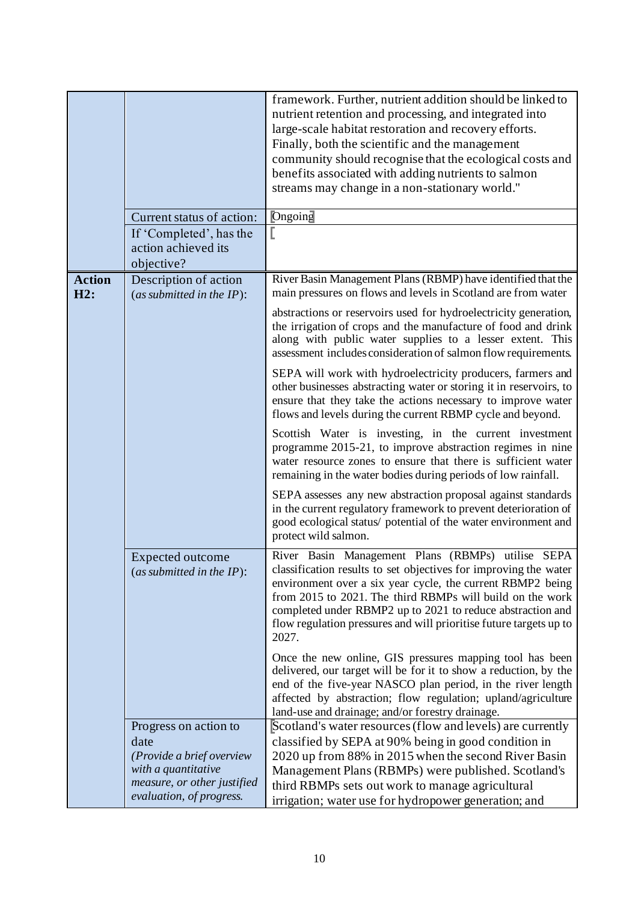| | | |
|---|---|---|
| | | framework. Further, nutrient addition should be linked to nutrient retention and processing, and integrated into large-scale habitat restoration and recovery efforts. Finally, both the scientific and the management community should recognise that the ecological costs and benefits associated with adding nutrients to salmon streams may change in a non-stationary world." |
| | Current status of action: | Ongoing |
| | If 'Completed', has the action achieved its objective? | |
| **Action H2:** | Description of action (*as submitted in the IP*): | River Basin Management Plans (RBMP) have identified that the main pressures on flows and levels in Scotland are from water abstractions or reservoirs used for hydroelectricity generation, the irrigation of crops and the manufacture of food and drink along with public water supplies to a lesser extent. This assessment includes consideration of salmon flow requirements.<br><br>SEPA will work with hydroelectricity producers, farmers and other businesses abstracting water or storing it in reservoirs, to ensure that they take the actions necessary to improve water flows and levels during the current RBMP cycle and beyond.<br><br>Scottish Water is investing, in the current investment programme 2015-21, to improve abstraction regimes in nine water resource zones to ensure that there is sufficient water remaining in the water bodies during periods of low rainfall.<br><br>SEPA assesses any new abstraction proposal against standards in the current regulatory framework to prevent deterioration of good ecological status/ potential of the water environment and protect wild salmon. |
| | Expected outcome (*as submitted in the IP*): | River Basin Management Plans (RBMPs) utilise SEPA classification results to set objectives for improving the water environment over a six year cycle, the current RBMP2 being from 2015 to 2021. The third RBMPs will build on the work completed under RBMP2 up to 2021 to reduce abstraction and flow regulation pressures and will prioritise future targets up to 2027.<br><br>Once the new online, GIS pressures mapping tool has been delivered, our target will be for it to show a reduction, by the end of the five-year NASCO plan period, in the river length affected by abstraction; flow regulation; upland/agriculture land-use and drainage; and/or forestry drainage. |
| | Progress on action to date (*Provide a brief overview with a quantitative measure, or other justified evaluation, of progress.* | Scotland's water resources (flow and levels) are currently classified by SEPA at 90% being in good condition in 2020 up from 88% in 2015 when the second River Basin Management Plans (RBMPs) were published. Scotland's third RBMPs sets out work to manage agricultural irrigation; water use for hydropower generation; and |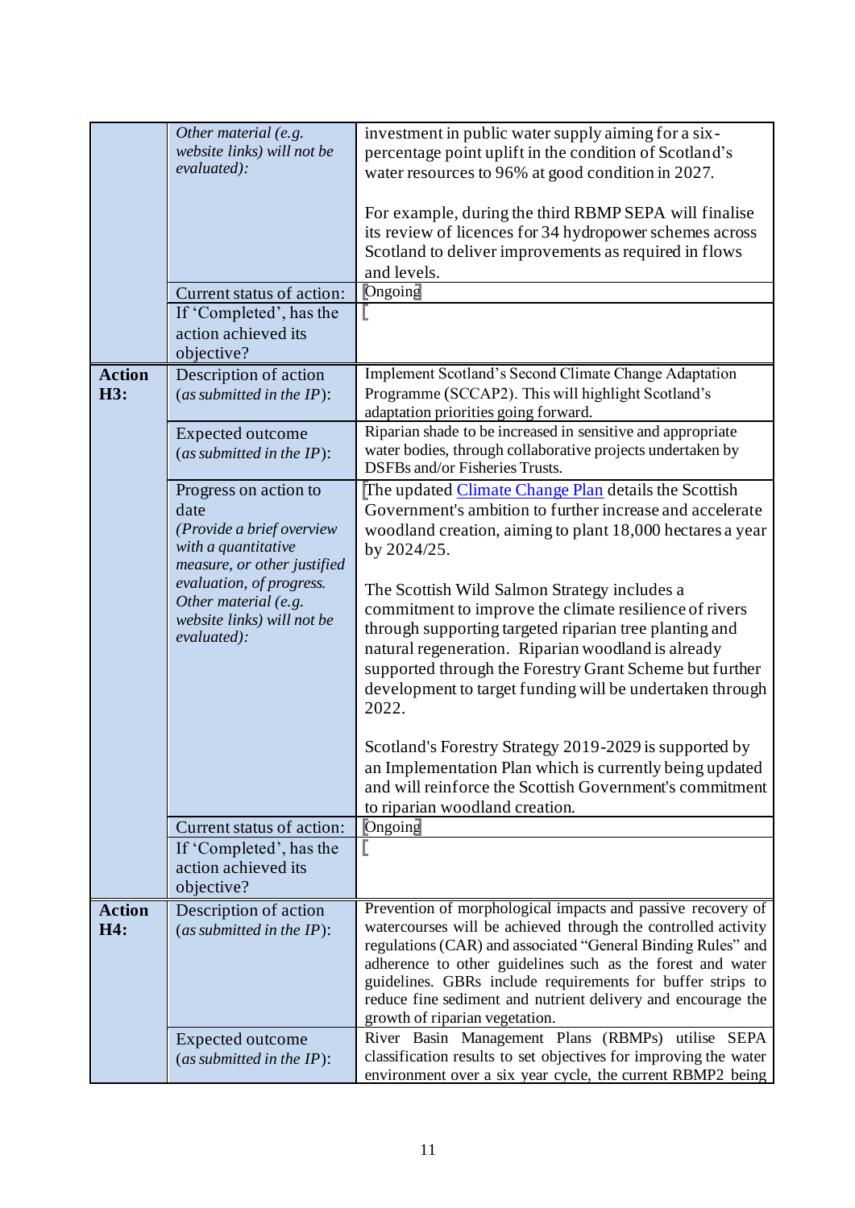| | | |
|---|---|---|
| | *Other material (e.g. website links) will not be evaluated):* | investment in public water supply aiming for a six-percentage point uplift in the condition of Scotland's water resources to 96% at good condition in 2027.<br><br>For example, during the third RBMP SEPA will finalise its review of licences for 34 hydropower schemes across Scotland to deliver improvements as required in flows and levels. |
| | Current status of action: | Ongoing |
| | If 'Completed', has the action achieved its objective? | |
| **Action H3:** | Description of action (*as submitted in the IP*): | Implement Scotland's Second Climate Change Adaptation Programme (SCCAP2). This will highlight Scotland's adaptation priorities going forward. |
| | Expected outcome (*as submitted in the IP*): | Riparian shade to be increased in sensitive and appropriate water bodies, through collaborative projects undertaken by DSFBs and/or Fisheries Trusts. |
| | Progress on action to date *(Provide a brief overview with a quantitative measure, or other justified evaluation, of progress. Other material (e.g. website links) will not be evaluated):* | The updated Climate Change Plan details the Scottish Government's ambition to further increase and accelerate woodland creation, aiming to plant 18,000 hectares a year by 2024/25.<br><br>The Scottish Wild Salmon Strategy includes a commitment to improve the climate resilience of rivers through supporting targeted riparian tree planting and natural regeneration. Riparian woodland is already supported through the Forestry Grant Scheme but further development to target funding will be undertaken through 2022.<br><br>Scotland's Forestry Strategy 2019-2029 is supported by an Implementation Plan which is currently being updated and will reinforce the Scottish Government's commitment to riparian woodland creation. |
| | Current status of action: | Ongoing |
| | If 'Completed', has the action achieved its objective? | |
| **Action H4:** | Description of action (*as submitted in the IP*): | Prevention of morphological impacts and passive recovery of watercourses will be achieved through the controlled activity regulations (CAR) and associated "General Binding Rules" and adherence to other guidelines such as the forest and water guidelines. GBRs include requirements for buffer strips to reduce fine sediment and nutrient delivery and encourage the growth of riparian vegetation. |
| | Expected outcome (*as submitted in the IP*): | River Basin Management Plans (RBMPs) utilise SEPA classification results to set objectives for improving the water environment over a six year cycle, the current RBMP2 being |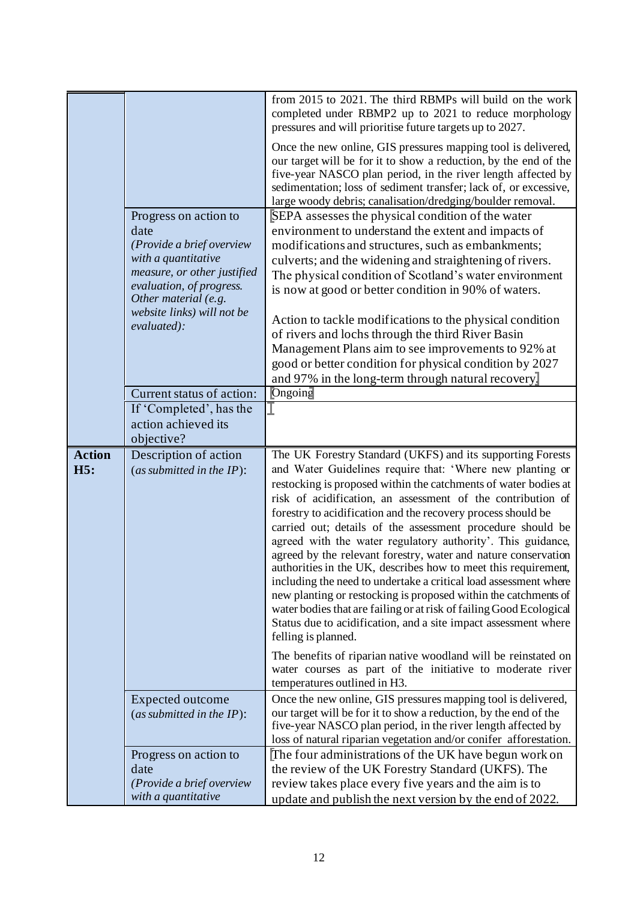| | | |
|---|---|---|
| | | from 2015 to 2021. The third RBMPs will build on the work completed under RBMP2 up to 2021 to reduce morphology pressures and will prioritise future targets up to 2027.<br><br>Once the new online, GIS pressures mapping tool is delivered, our target will be for it to show a reduction, by the end of the five-year NASCO plan period, in the river length affected by sedimentation; loss of sediment transfer; lack of, or excessive, large woody debris; canalisation/dredging/boulder removal. |
| | Progress on action to date<br>*(Provide a brief overview with a quantitative measure, or other justified evaluation, of progress. Other material (e.g. website links) will not be evaluated):* | SEPA assesses the physical condition of the water environment to understand the extent and impacts of modifications and structures, such as embankments; culverts; and the widening and straightening of rivers. The physical condition of Scotland's water environment is now at good or better condition in 90% of waters.<br><br>Action to tackle modifications to the physical condition of rivers and lochs through the third River Basin Management Plans aim to see improvements to 92% at good or better condition for physical condition by 2027 and 97% in the long-term through natural recovery. |
| | Current status of action: | Ongoing |
| | If 'Completed', has the action achieved its objective? | |
| **Action H5:** | Description of action (*as submitted in the IP*): | The UK Forestry Standard (UKFS) and its supporting Forests and Water Guidelines require that: 'Where new planting or restocking is proposed within the catchments of water bodies at risk of acidification, an assessment of the contribution of forestry to acidification and the recovery process should be carried out; details of the assessment procedure should be agreed with the water regulatory authority'. This guidance, agreed by the relevant forestry, water and nature conservation authorities in the UK, describes how to meet this requirement, including the need to undertake a critical load assessment where new planting or restocking is proposed within the catchments of water bodies that are failing or at risk of failing Good Ecological Status due to acidification, and a site impact assessment where felling is planned.<br><br>The benefits of riparian native woodland will be reinstated on water courses as part of the initiative to moderate river temperatures outlined in H3. |
| | Expected outcome (*as submitted in the IP*): | Once the new online, GIS pressures mapping tool is delivered, our target will be for it to show a reduction, by the end of the five-year NASCO plan period, in the river length affected by loss of natural riparian vegetation and/or conifer afforestation. |
| | Progress on action to date<br>*(Provide a brief overview with a quantitative* | The four administrations of the UK have begun work on the review of the UK Forestry Standard (UKFS). The review takes place every five years and the aim is to update and publish the next version by the end of 2022. |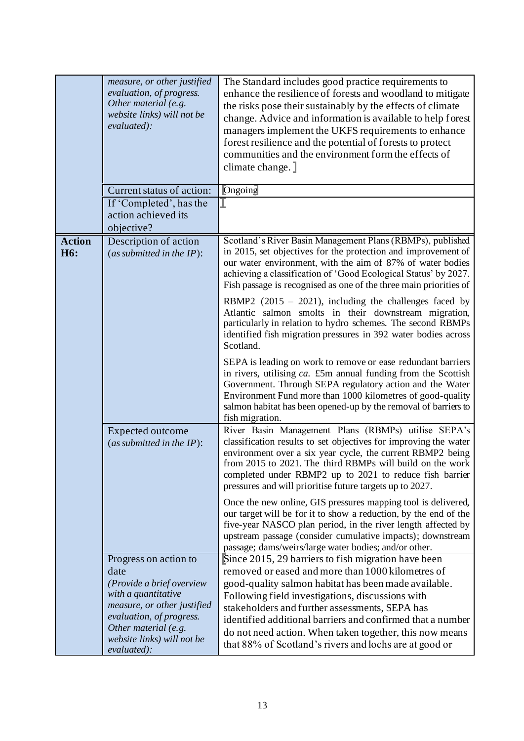| | | |
|---|---|---|
| | *measure, or other justified evaluation, of progress. Other material (e.g. website links) will not be evaluated):* | The Standard includes good practice requirements to enhance the resilience of forests and woodland to mitigate the risks pose their sustainably by the effects of climate change. Advice and information is available to help forest managers implement the UKFS requirements to enhance forest resilience and the potential of forests to protect communities and the environment form the effects of climate change. |
| | Current status of action: | Ongoing |
| | If 'Completed', has the action achieved its objective? | |
| **Action H6:** | Description of action (*as submitted in the IP*): | Scotland's River Basin Management Plans (RBMPs), published in 2015, set objectives for the protection and improvement of our water environment, with the aim of 87% of water bodies achieving a classification of 'Good Ecological Status' by 2027. Fish passage is recognised as one of the three main priorities of RBMP2 (2015 – 2021), including the challenges faced by Atlantic salmon smolts in their downstream migration, particularly in relation to hydro schemes. The second RBMPs identified fish migration pressures in 392 water bodies across Scotland.<br><br>SEPA is leading on work to remove or ease redundant barriers in rivers, utilising *ca.* £5m annual funding from the Scottish Government. Through SEPA regulatory action and the Water Environment Fund more than 1000 kilometres of good-quality salmon habitat has been opened-up by the removal of barriers to fish migration. |
| | Expected outcome (*as submitted in the IP*): | River Basin Management Plans (RBMPs) utilise SEPA's classification results to set objectives for improving the water environment over a six year cycle, the current RBMP2 being from 2015 to 2021. The third RBMPs will build on the work completed under RBMP2 up to 2021 to reduce fish barrier pressures and will prioritise future targets up to 2027.<br><br>Once the new online, GIS pressures mapping tool is delivered, our target will be for it to show a reduction, by the end of the five-year NASCO plan period, in the river length affected by upstream passage (consider cumulative impacts); downstream passage; dams/weirs/large water bodies; and/or other. |
| | Progress on action to date (*Provide a brief overview with a quantitative measure, or other justified evaluation, of progress. Other material (e.g. website links) will not be evaluated):* | Since 2015, 29 barriers to fish migration have been removed or eased and more than 1000 kilometres of good-quality salmon habitat has been made available. Following field investigations, discussions with stakeholders and further assessments, SEPA has identified additional barriers and confirmed that a number do not need action. When taken together, this now means that 88% of Scotland's rivers and lochs are at good or |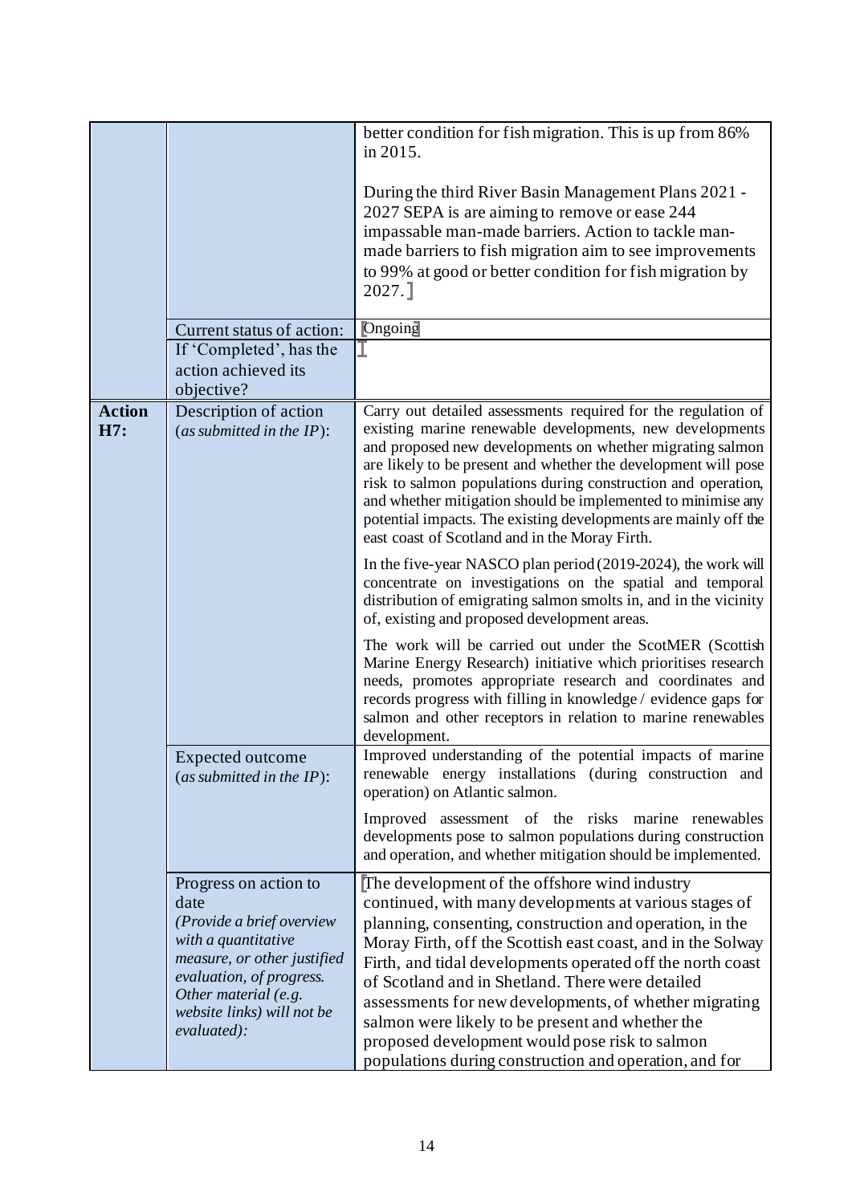| | | |
|---|---|---|
| | | better condition for fish migration. This is up from 86% in 2015.<br><br>During the third River Basin Management Plans 2021 - 2027 SEPA is are aiming to remove or ease 244 impassable man-made barriers. Action to tackle man-made barriers to fish migration aim to see improvements to 99% at good or better condition for fish migration by 2027. |
| | Current status of action: | Ongoing |
| | If 'Completed', has the action achieved its objective? | |
| **Action H7:** | Description of action (*as submitted in the IP*): | Carry out detailed assessments required for the regulation of existing marine renewable developments, new developments and proposed new developments on whether migrating salmon are likely to be present and whether the development will pose risk to salmon populations during construction and operation, and whether mitigation should be implemented to minimise any potential impacts. The existing developments are mainly off the east coast of Scotland and in the Moray Firth.<br><br>In the five-year NASCO plan period (2019-2024), the work will concentrate on investigations on the spatial and temporal distribution of emigrating salmon smolts in, and in the vicinity of, existing and proposed development areas.<br><br>The work will be carried out under the ScotMER (Scottish Marine Energy Research) initiative which prioritises research needs, promotes appropriate research and coordinates and records progress with filling in knowledge / evidence gaps for salmon and other receptors in relation to marine renewables development. |
| | Expected outcome (*as submitted in the IP*): | Improved understanding of the potential impacts of marine renewable energy installations (during construction and operation) on Atlantic salmon.<br><br>Improved assessment of the risks marine renewables developments pose to salmon populations during construction and operation, and whether mitigation should be implemented. |
| | Progress on action to date *(Provide a brief overview with a quantitative measure, or other justified evaluation, of progress. Other material (e.g. website links) will not be evaluated):* | The development of the offshore wind industry continued, with many developments at various stages of planning, consenting, construction and operation, in the Moray Firth, off the Scottish east coast, and in the Solway Firth, and tidal developments operated off the north coast of Scotland and in Shetland. There were detailed assessments for new developments, of whether migrating salmon were likely to be present and whether the proposed development would pose risk to salmon populations during construction and operation, and for |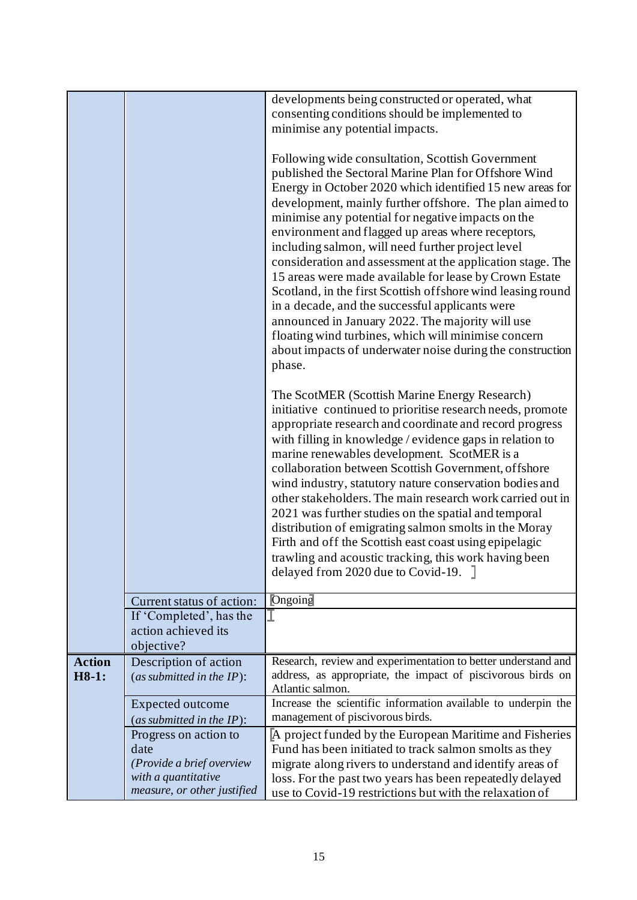| | | |
|---|---|---|
| | | developments being constructed or operated, what consenting conditions should be implemented to minimise any potential impacts.<br><br>Following wide consultation, Scottish Government published the Sectoral Marine Plan for Offshore Wind Energy in October 2020 which identified 15 new areas for development, mainly further offshore. The plan aimed to minimise any potential for negative impacts on the environment and flagged up areas where receptors, including salmon, will need further project level consideration and assessment at the application stage. The 15 areas were made available for lease by Crown Estate Scotland, in the first Scottish offshore wind leasing round in a decade, and the successful applicants were announced in January 2022. The majority will use floating wind turbines, which will minimise concern about impacts of underwater noise during the construction phase.<br><br>The ScotMER (Scottish Marine Energy Research) initiative continued to prioritise research needs, promote appropriate research and coordinate and record progress with filling in knowledge / evidence gaps in relation to marine renewables development. ScotMER is a collaboration between Scottish Government, offshore wind industry, statutory nature conservation bodies and other stakeholders. The main research work carried out in 2021 was further studies on the spatial and temporal distribution of emigrating salmon smolts in the Moray Firth and off the Scottish east coast using epipelagic trawling and acoustic tracking, this work having been delayed from 2020 due to Covid-19. |
| | Current status of action: | Ongoing |
| | If 'Completed', has the action achieved its objective? | |
| **Action H8-1:** | Description of action (*as submitted in the IP*): | Research, review and experimentation to better understand and address, as appropriate, the impact of piscivorous birds on Atlantic salmon. |
| | Expected outcome (*as submitted in the IP*): | Increase the scientific information available to underpin the management of piscivorous birds. |
| | Progress on action to date *(Provide a brief overview with a quantitative measure, or other justified* | A project funded by the European Maritime and Fisheries Fund has been initiated to track salmon smolts as they migrate along rivers to understand and identify areas of loss. For the past two years has been repeatedly delayed use to Covid-19 restrictions but with the relaxation of |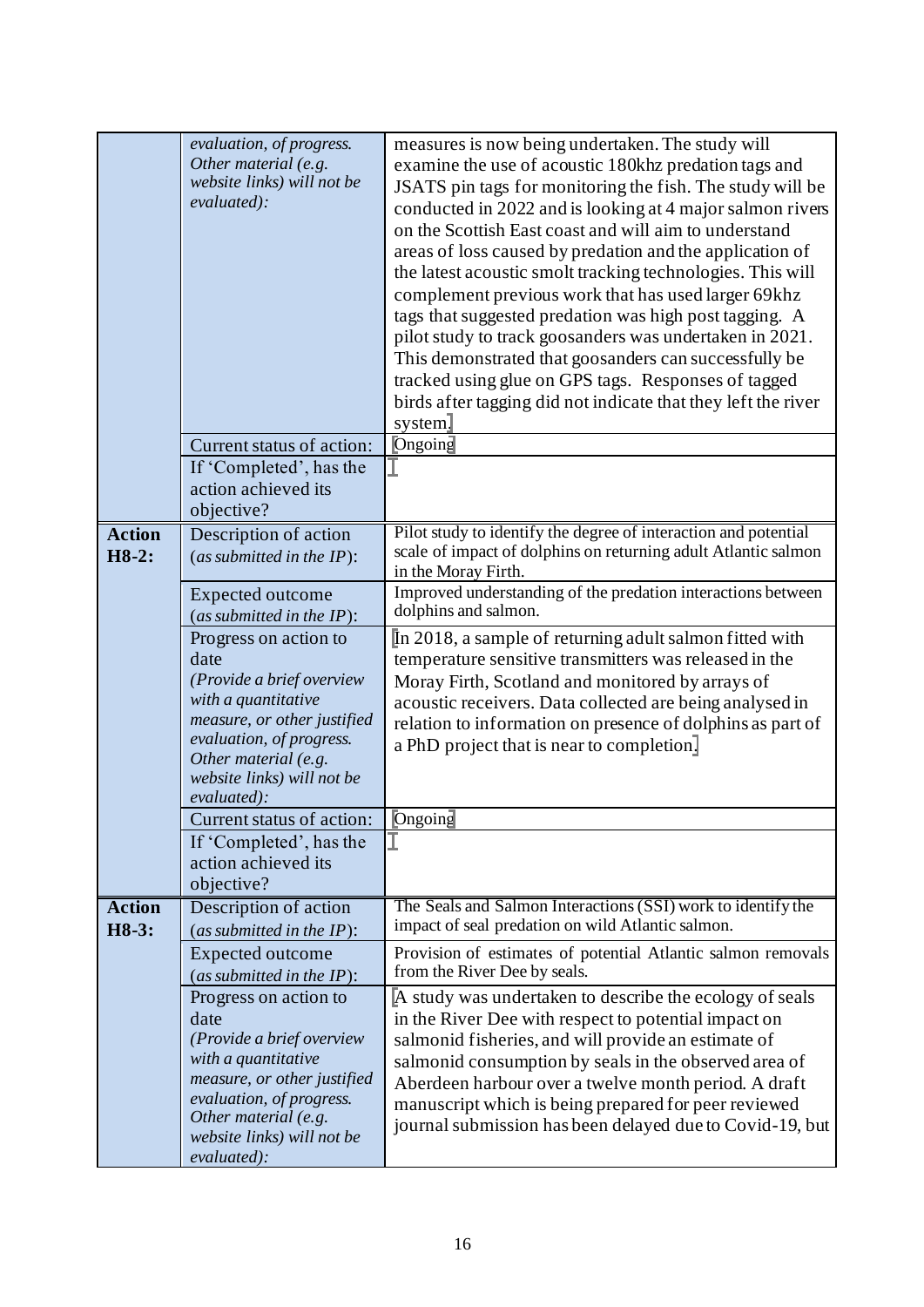| | | |
|---|---|---|
| | *evaluation, of progress. Other material (e.g. website links) will not be evaluated):* | measures is now being undertaken. The study will examine the use of acoustic 180khz predation tags and JSATS pin tags for monitoring the fish. The study will be conducted in 2022 and is looking at 4 major salmon rivers on the Scottish East coast and will aim to understand areas of loss caused by predation and the application of the latest acoustic smolt tracking technologies. This will complement previous work that has used larger 69khz tags that suggested predation was high post tagging. A pilot study to track goosanders was undertaken in 2021. This demonstrated that goosanders can successfully be tracked using glue on GPS tags. Responses of tagged birds after tagging did not indicate that they left the river system. |
| | Current status of action: | Ongoing |
| | If 'Completed', has the action achieved its objective? | |
| **Action H8-2:** | Description of action (*as submitted in the IP*): | Pilot study to identify the degree of interaction and potential scale of impact of dolphins on returning adult Atlantic salmon in the Moray Firth. |
| | Expected outcome (*as submitted in the IP*): | Improved understanding of the predation interactions between dolphins and salmon. |
| | Progress on action to date *(Provide a brief overview with a quantitative measure, or other justified evaluation, of progress. Other material (e.g. website links) will not be evaluated):* | In 2018, a sample of returning adult salmon fitted with temperature sensitive transmitters was released in the Moray Firth, Scotland and monitored by arrays of acoustic receivers. Data collected are being analysed in relation to information on presence of dolphins as part of a PhD project that is near to completion. |
| | Current status of action: | Ongoing |
| | If 'Completed', has the action achieved its objective? | |
| **Action H8-3:** | Description of action (*as submitted in the IP*): | The Seals and Salmon Interactions (SSI) work to identify the impact of seal predation on wild Atlantic salmon. |
| | Expected outcome (*as submitted in the IP*): | Provision of estimates of potential Atlantic salmon removals from the River Dee by seals. |
| | Progress on action to date *(Provide a brief overview with a quantitative measure, or other justified evaluation, of progress. Other material (e.g. website links) will not be evaluated):* | A study was undertaken to describe the ecology of seals in the River Dee with respect to potential impact on salmonid fisheries, and will provide an estimate of salmonid consumption by seals in the observed area of Aberdeen harbour over a twelve month period. A draft manuscript which is being prepared for peer reviewed journal submission has been delayed due to Covid-19, but |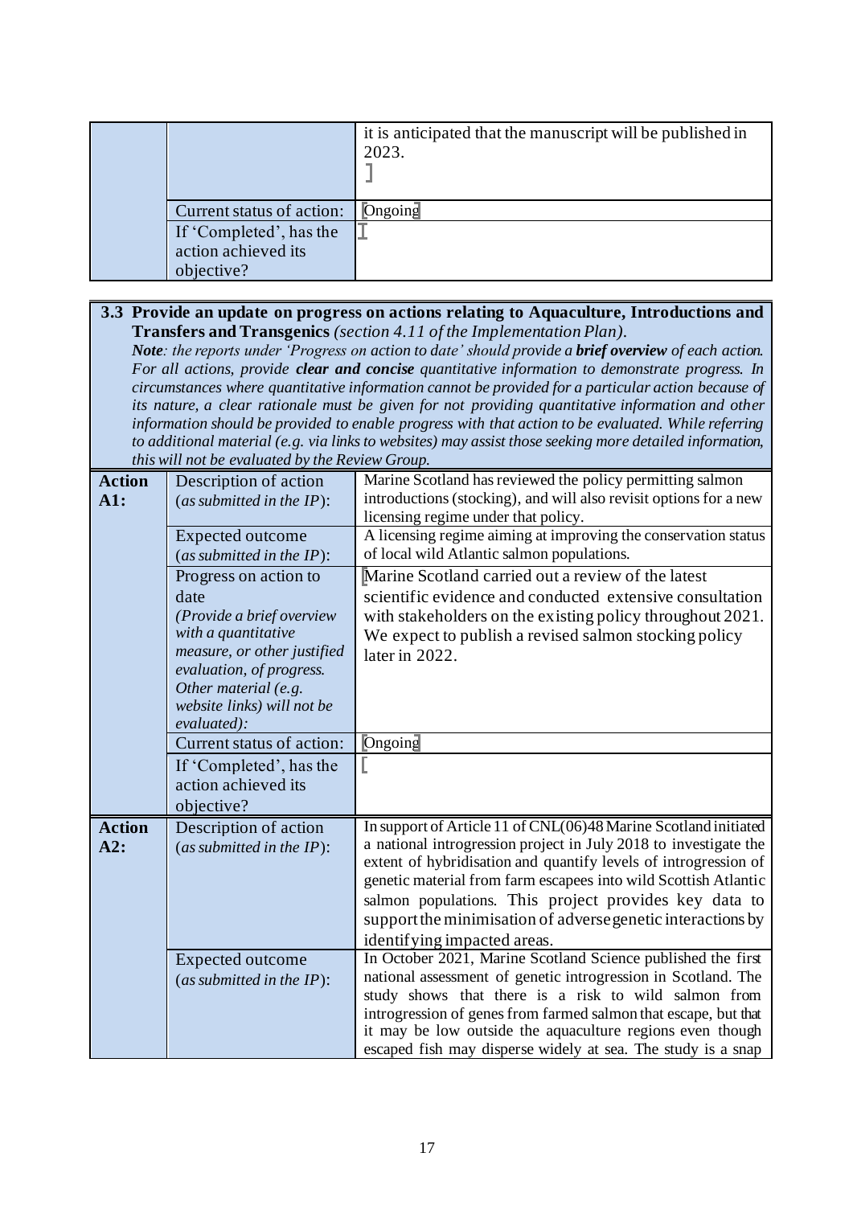| | | |
|---|---|---|
| | | it is anticipated that the manuscript will be published in 2023. ] |
| | Current status of action: | Ongoing |
| | If 'Completed', has the action achieved its objective? | |

**3.3 Provide an update on progress on actions relating to Aquaculture, Introductions and Transfers and Transgenics** *(section 4.11 of the Implementation Plan).*

***Note****: the reports under 'Progress on action to date' should provide a* ***brief overview*** *of each action. For all actions, provide* ***clear and concise*** *quantitative information to demonstrate progress. In circumstances where quantitative information cannot be provided for a particular action because of its nature, a clear rationale must be given for not providing quantitative information and other information should be provided to enable progress with that action to be evaluated. While referring to additional material (e.g. via links to websites) may assist those seeking more detailed information, this will not be evaluated by the Review Group.*

| | | |
|---|---|---|
| **Action A1:** | Description of action (*as submitted in the IP*): | Marine Scotland has reviewed the policy permitting salmon introductions (stocking), and will also revisit options for a new licensing regime under that policy. |
| | Expected outcome (*as submitted in the IP*): | A licensing regime aiming at improving the conservation status of local wild Atlantic salmon populations. |
| | Progress on action to date *(Provide a brief overview with a quantitative measure, or other justified evaluation, of progress. Other material (e.g. website links) will not be evaluated):* | Marine Scotland carried out a review of the latest scientific evidence and conducted extensive consultation with stakeholders on the existing policy throughout 2021. We expect to publish a revised salmon stocking policy later in 2022. |
| | Current status of action: | Ongoing |
| | If 'Completed', has the action achieved its objective? | |
| **Action A2:** | Description of action (*as submitted in the IP*): | In support of Article 11 of CNL(06)48 Marine Scotland initiated a national introgression project in July 2018 to investigate the extent of hybridisation and quantify levels of introgression of genetic material from farm escapees into wild Scottish Atlantic salmon populations. This project provides key data to support the minimisation of adverse genetic interactions by identifying impacted areas. |
| | Expected outcome (*as submitted in the IP*): | In October 2021, Marine Scotland Science published the first national assessment of genetic introgression in Scotland. The study shows that there is a risk to wild salmon from introgression of genes from farmed salmon that escape, but that it may be low outside the aquaculture regions even though escaped fish may disperse widely at sea. The study is a snap |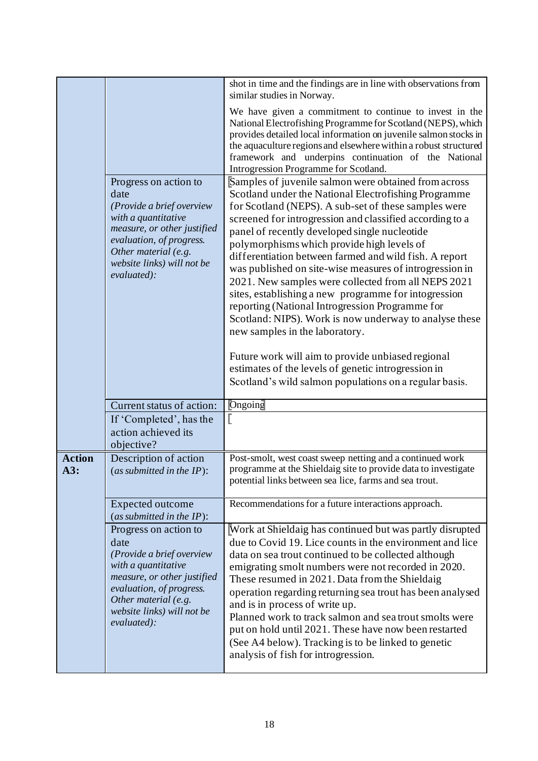| | | |
|---|---|---|
| | | shot in time and the findings are in line with observations from similar studies in Norway.<br><br>We have given a commitment to continue to invest in the National Electrofishing Programme for Scotland (NEPS), which provides detailed local information on juvenile salmon stocks in the aquaculture regions and elsewhere within a robust structured framework and underpins continuation of the National Introgression Programme for Scotland. |
| | Progress on action to date *(Provide a brief overview with a quantitative measure, or other justified evaluation, of progress. Other material (e.g. website links) will not be evaluated):* | Samples of juvenile salmon were obtained from across Scotland under the National Electrofishing Programme for Scotland (NEPS). A sub-set of these samples were screened for introgression and classified according to a panel of recently developed single nucleotide polymorphisms which provide high levels of differentiation between farmed and wild fish. A report was published on site-wise measures of introgression in 2021. New samples were collected from all NEPS 2021 sites, establishing a new programme for intogession reporting (National Introgression Programme for Scotland: NIPS). Work is now underway to analyse these new samples in the laboratory.<br><br>Future work will aim to provide unbiased regional estimates of the levels of genetic introgression in Scotland's wild salmon populations on a regular basis. |
| | Current status of action: | Ongoing |
| | If 'Completed', has the action achieved its objective? | |
| **Action A3:** | Description of action (*as submitted in the IP*): | Post-smolt, west coast sweep netting and a continued work programme at the Shieldaig site to provide data to investigate potential links between sea lice, farms and sea trout. |
| | Expected outcome (*as submitted in the IP*): | Recommendations for a future interactions approach. |
| | Progress on action to date *(Provide a brief overview with a quantitative measure, or other justified evaluation, of progress. Other material (e.g. website links) will not be evaluated):* | Work at Shieldaig has continued but was partly disrupted due to Covid 19. Lice counts in the environment and lice data on sea trout continued to be collected although emigrating smolt numbers were not recorded in 2020. These resumed in 2021. Data from the Shieldaig operation regarding returning sea trout has been analysed and is in process of write up.<br>Planned work to track salmon and sea trout smolts were put on hold until 2021. These have now been restarted (See A4 below). Tracking is to be linked to genetic analysis of fish for introgression. |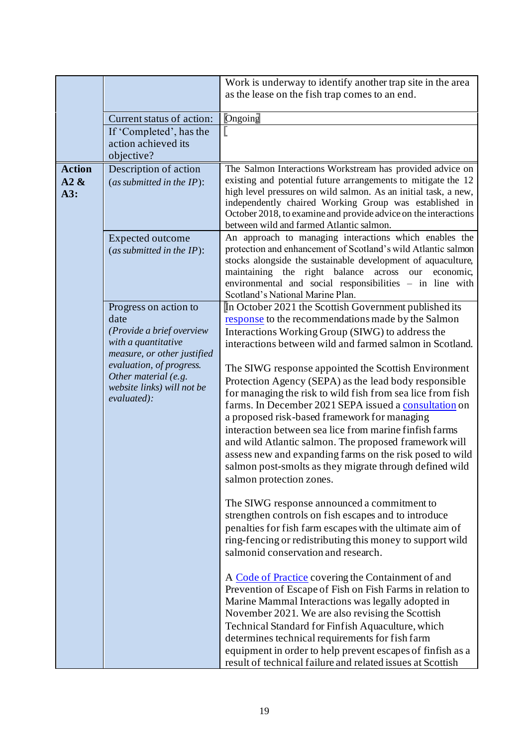| | | |
|---|---|---|
| | | Work is underway to identify another trap site in the area as the lease on the fish trap comes to an end. |
| | Current status of action: | Ongoing |
| | If 'Completed', has the action achieved its objective? | |
| **Action A2 & A3:** | Description of action (*as submitted in the IP*): | The Salmon Interactions Workstream has provided advice on existing and potential future arrangements to mitigate the 12 high level pressures on wild salmon. As an initial task, a new, independently chaired Working Group was established in October 2018, to examine and provide advice on the interactions between wild and farmed Atlantic salmon. |
| | Expected outcome (*as submitted in the IP*): | An approach to managing interactions which enables the protection and enhancement of Scotland's wild Atlantic salmon stocks alongside the sustainable development of aquaculture, maintaining the right balance across our economic, environmental and social responsibilities – in line with Scotland's National Marine Plan. |
| | Progress on action to date *(Provide a brief overview with a quantitative measure, or other justified evaluation, of progress. Other material (e.g. website links) will not be evaluated):* | In October 2021 the Scottish Government published its response to the recommendations made by the Salmon Interactions Working Group (SIWG) to address the interactions between wild and farmed salmon in Scotland.<br><br>The SIWG response appointed the Scottish Environment Protection Agency (SEPA) as the lead body responsible for managing the risk to wild fish from sea lice from fish farms. In December 2021 SEPA issued a consultation on a proposed risk-based framework for managing interaction between sea lice from marine finfish farms and wild Atlantic salmon. The proposed framework will assess new and expanding farms on the risk posed to wild salmon post-smolts as they migrate through defined wild salmon protection zones.<br><br>The SIWG response announced a commitment to strengthen controls on fish escapes and to introduce penalties for fish farm escapes with the ultimate aim of ring-fencing or redistributing this money to support wild salmonid conservation and research.<br><br>A Code of Practice covering the Containment of and Prevention of Escape of Fish on Fish Farms in relation to Marine Mammal Interactions was legally adopted in November 2021. We are also revising the Scottish Technical Standard for Finfish Aquaculture, which determines technical requirements for fish farm equipment in order to help prevent escapes of finfish as a result of technical failure and related issues at Scottish |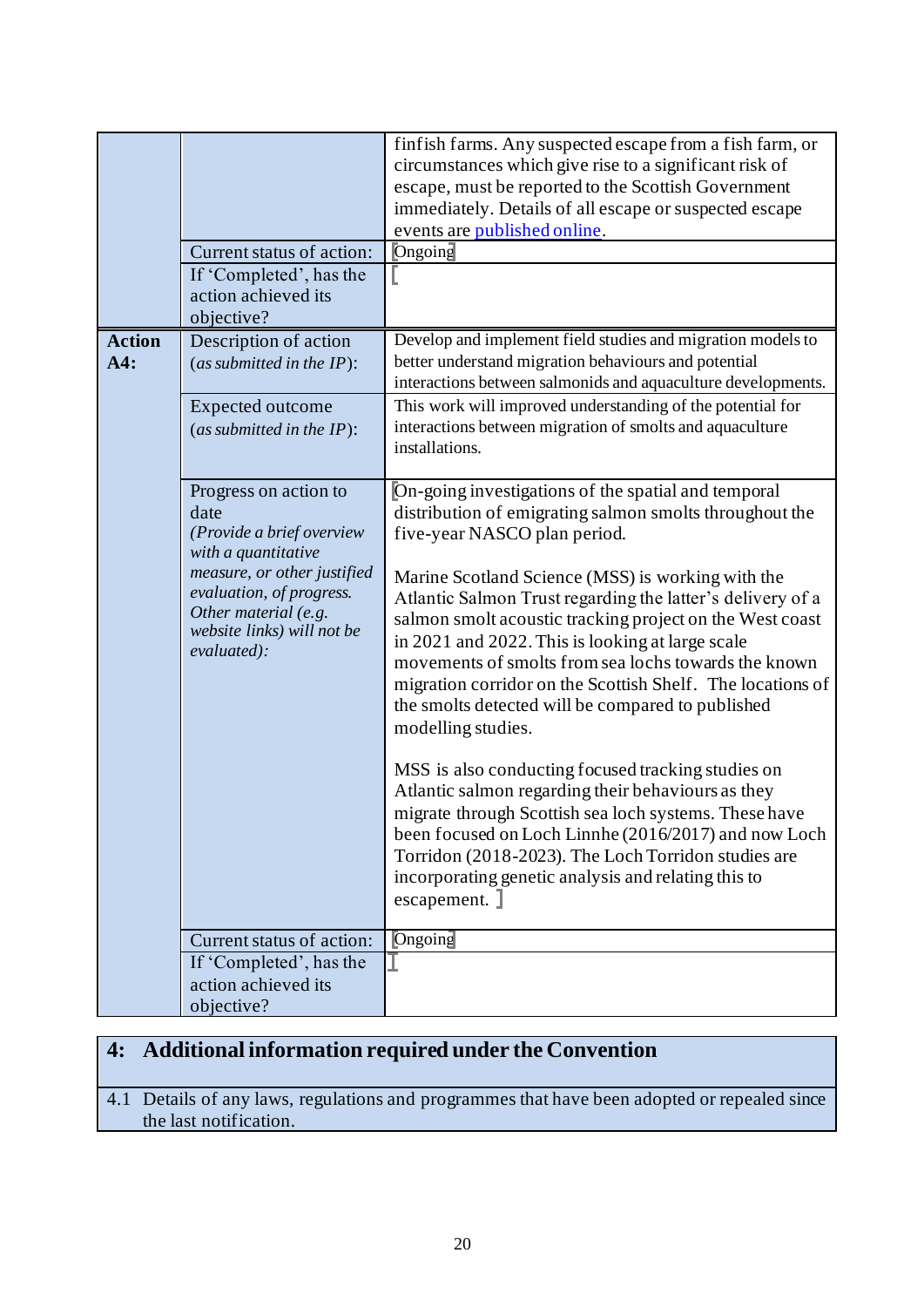| | | |
|---|---|---|
| | | finfish farms. Any suspected escape from a fish farm, or circumstances which give rise to a significant risk of escape, must be reported to the Scottish Government immediately. Details of all escape or suspected escape events are published online. |
| | Current status of action: | Ongoing |
| | If 'Completed', has the action achieved its objective? | |
| **Action A4:** | Description of action (*as submitted in the IP*): | Develop and implement field studies and migration models to better understand migration behaviours and potential interactions between salmonids and aquaculture developments. |
| | Expected outcome (*as submitted in the IP*): | This work will improved understanding of the potential for interactions between migration of smolts and aquaculture installations. |
| | Progress on action to date *(Provide a brief overview with a quantitative measure, or other justified evaluation, of progress. Other material (e.g. website links) will not be evaluated):* | On-going investigations of the spatial and temporal distribution of emigrating salmon smolts throughout the five-year NASCO plan period.<br><br>Marine Scotland Science (MSS) is working with the Atlantic Salmon Trust regarding the latter's delivery of a salmon smolt acoustic tracking project on the West coast in 2021 and 2022. This is looking at large scale movements of smolts from sea lochs towards the known migration corridor on the Scottish Shelf. The locations of the smolts detected will be compared to published modelling studies.<br><br>MSS is also conducting focused tracking studies on Atlantic salmon regarding their behaviours as they migrate through Scottish sea loch systems. These have been focused on Loch Linnhe (2016/2017) and now Loch Torridon (2018-2023). The Loch Torridon studies are incorporating genetic analysis and relating this to escapement. |
| | Current status of action: | Ongoing |
| | If 'Completed', has the action achieved its objective? | |

## 4: Additional information required under the Convention

4.1 Details of any laws, regulations and programmes that have been adopted or repealed since the last notification.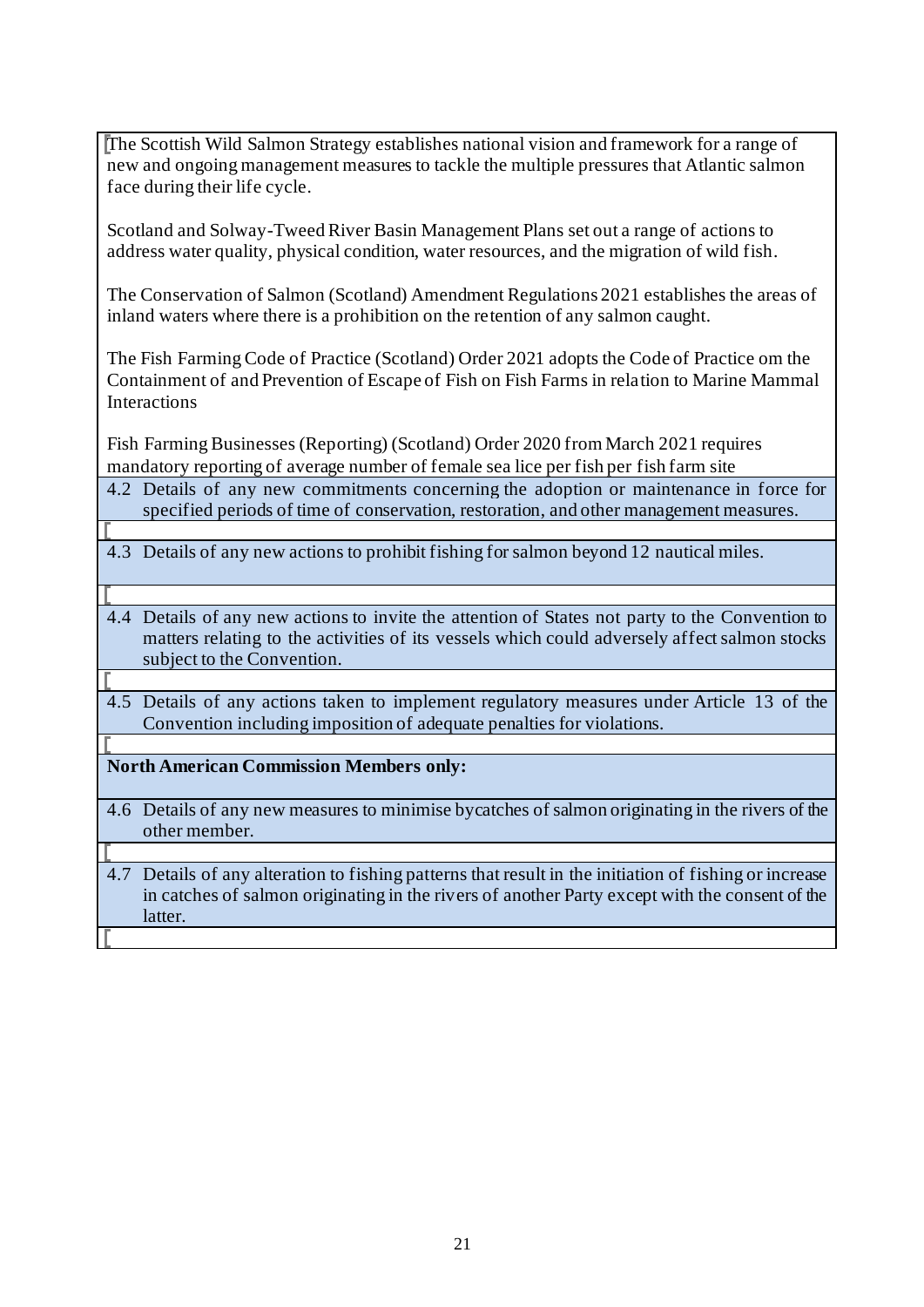The Scottish Wild Salmon Strategy establishes national vision and framework for a range of new and ongoing management measures to tackle the multiple pressures that Atlantic salmon face during their life cycle.

Scotland and Solway-Tweed River Basin Management Plans set out a range of actions to address water quality, physical condition, water resources, and the migration of wild fish.

The Conservation of Salmon (Scotland) Amendment Regulations 2021 establishes the areas of inland waters where there is a prohibition on the retention of any salmon caught.

The Fish Farming Code of Practice (Scotland) Order 2021 adopts the Code of Practice om the Containment of and Prevention of Escape of Fish on Fish Farms in relation to Marine Mammal Interactions

Fish Farming Businesses (Reporting) (Scotland) Order 2020 from March 2021 requires mandatory reporting of average number of female sea lice per fish per fish farm site

4.2 Details of any new commitments concerning the adoption or maintenance in force for specified periods of time of conservation, restoration, and other management measures.

4.3 Details of any new actions to prohibit fishing for salmon beyond 12 nautical miles.

4.4 Details of any new actions to invite the attention of States not party to the Convention to matters relating to the activities of its vessels which could adversely affect salmon stocks subject to the Convention.

4.5 Details of any actions taken to implement regulatory measures under Article 13 of the Convention including imposition of adequate penalties for violations.

**North American Commission Members only:**

4.6 Details of any new measures to minimise bycatches of salmon originating in the rivers of the other member.

4.7 Details of any alteration to fishing patterns that result in the initiation of fishing or increase in catches of salmon originating in the rivers of another Party except with the consent of the latter.